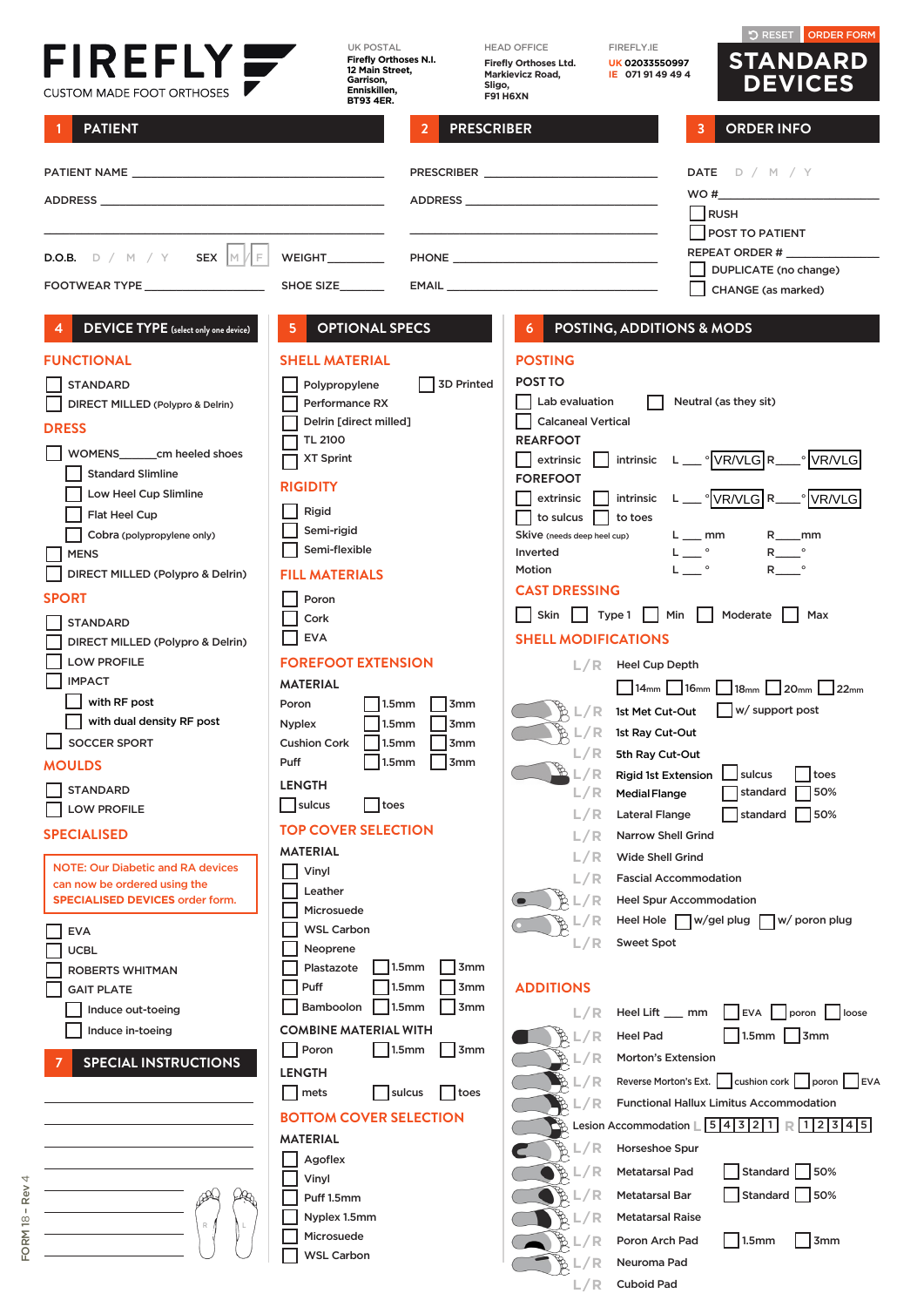# FIREFLY

CUSTOM MADE FOOT ORTHOSES

UK POSTAL
**Firefly Orthoses N.I.**
**12 Main Street,**
**Garrison,**
**Enniskillen,**
**BT93 4ER.**

HEAD OFFICE
**Firefly Orthoses Ltd.**
**Markievicz Road,**
**Sligo,**
**F91 H6XN**

FIREFLY.IE
UK 02033550997
IE 071 91 49 49 4

RESET | ORDER FORM

# STANDARD DEVICES

## 1 PATIENT

PATIENT NAME ______________________

ADDRESS ______________________

______________________

D.O.B. D / M / Y SEX [M] / [F] WEIGHT__________

FOOTWEAR TYPE ______________ SHOE SIZE__________

## 2 PRESCRIBER

PRESCRIBER ______________________

ADDRESS ______________________

______________________

PHONE ______________________

EMAIL ______________________

## 3 ORDER INFO

DATE D / M / Y

WO # ______________________

- [ ] RUSH
- [ ] POST TO PATIENT

REPEAT ORDER # ______________

- [ ] DUPLICATE (no change)
- [ ] CHANGE (as marked)

## 4 DEVICE TYPE (select only one device)

### FUNCTIONAL

- [ ] STANDARD
- [ ] DIRECT MILLED (Polypro & Delrin)

### DRESS

- [ ] WOMENS______cm heeled shoes
  - [ ] Standard Slimline
  - [ ] Low Heel Cup Slimline
  - [ ] Flat Heel Cup
  - [ ] Cobra (polypropylene only)
- [ ] MENS
- [ ] DIRECT MILLED (Polypro & Delrin)

### SPORT

- [ ] STANDARD
- [ ] DIRECT MILLED (Polypro & Delrin)
- [ ] LOW PROFILE
- [ ] IMPACT
  - [ ] with RF post
  - [ ] with dual density RF post
- [ ] SOCCER SPORT

### MOULDS

- [ ] STANDARD
- [ ] LOW PROFILE

### SPECIALISED

NOTE: Our Diabetic and RA devices can now be ordered using the SPECIALISED DEVICES order form.

- [ ] EVA
- [ ] UCBL
- [ ] ROBERTS WHITMAN
- [ ] GAIT PLATE
  - [ ] Induce out-toeing
  - [ ] Induce in-toeing

## 7 SPECIAL INSTRUCTIONS

______________________

______________________

______________________

______________________

______________________

______________________

______________________

## 5 OPTIONAL SPECS

### SHELL MATERIAL

- [ ] Polypropylene
- [ ] 3D Printed
- [ ] Performance RX
- [ ] Delrin [direct milled]
- [ ] TL 2100
- [ ] XT Sprint

### RIGIDITY

- [ ] Rigid
- [ ] Semi-rigid
- [ ] Semi-flexible

### FILL MATERIALS

- [ ] Poron
- [ ] Cork
- [ ] EVA

### FOREFOOT EXTENSION

MATERIAL

| | | |
|---|---|---|
| Poron | [ ] 1.5mm | [ ] 3mm |
| Nyplex | [ ] 1.5mm | [ ] 3mm |
| Cushion Cork | [ ] 1.5mm | [ ] 3mm |
| Puff | [ ] 1.5mm | [ ] 3mm |

LENGTH

- [ ] sulcus
- [ ] toes

### TOP COVER SELECTION

MATERIAL

| | | |
|---|---|---|
| [ ] Vinyl | | |
| [ ] Leather | | |
| [ ] Microsuede | | |
| [ ] WSL Carbon | | |
| [ ] Neoprene | | |
| [ ] Plastazote | [ ] 1.5mm | [ ] 3mm |
| [ ] Puff | [ ] 1.5mm | [ ] 3mm |
| [ ] Bamboolon | [ ] 1.5mm | [ ] 3mm |

COMBINE MATERIAL WITH

| | | |
|---|---|---|
| [ ] Poron | [ ] 1.5mm | [ ] 3mm |

LENGTH

- [ ] mets
- [ ] sulcus
- [ ] toes

### BOTTOM COVER SELECTION

MATERIAL

- [ ] Agoflex
- [ ] Vinyl
- [ ] Puff 1.5mm
- [ ] Nyplex 1.5mm
- [ ] Microsuede
- [ ] WSL Carbon

## 6 POSTING, ADDITIONS & MODS

### POSTING

POST TO

- [ ] Lab evaluation
- [ ] Neutral (as they sit)
- [ ] Calcaneal Vertical

REARFOOT

[ ] extrinsic [ ] intrinsic L ___° VR/VLG R____° VR/VLG

FOREFOOT

[ ] extrinsic [ ] intrinsic L ___° VR/VLG R____° VR/VLG

[ ] to sulcus [ ] to toes

| | | |
|---|---|---|
| Skive (needs deep heel cup) | L ___ mm | R____mm |
| Inverted | L ___° | R____° |
| Motion | L ___° | R____° |

### CAST DRESSING

- [ ] Skin
- [ ] Type 1
- [ ] Min
- [ ] Moderate
- [ ] Max

### SHELL MODIFICATIONS

| | | |
|---|---|---|
| L / R | Heel Cup Depth | [ ] 14mm [ ] 16mm [ ] 18mm [ ] 20mm [ ] 22mm |
| L / R | 1st Met Cut-Out | [ ] w/ support post |
| L / R | 1st Ray Cut-Out | |
| L / R | 5th Ray Cut-Out | |
| L / R | Rigid 1st Extension | [ ] sulcus [ ] toes |
| L / R | Medial Flange | [ ] standard [ ] 50% |
| L / R | Lateral Flange | [ ] standard [ ] 50% |
| L / R | Narrow Shell Grind | |
| L / R | Wide Shell Grind | |
| L / R | Fascial Accommodation | |
| L / R | Heel Spur Accommodation | |
| L / R | Heel Hole | [ ] w/gel plug [ ] w/ poron plug |
| L / R | Sweet Spot | |

### ADDITIONS

| | | |
|---|---|---|
| L / R | Heel Lift ___ mm | [ ] EVA [ ] poron [ ] loose |
| L / R | Heel Pad | [ ] 1.5mm [ ] 3mm |
| L / R | Morton's Extension | |
| L / R | Reverse Morton's Ext. | [ ] cushion cork [ ] poron [ ] EVA |
| L / R | Functional Hallux Limitus Accommodation | |
| | Lesion Accommodation | L [5][4][3][2][1] R [1][2][3][4][5] |
| L / R | Horseshoe Spur | |
| L / R | Metatarsal Pad | [ ] Standard [ ] 50% |
| L / R | Metatarsal Bar | [ ] Standard [ ] 50% |
| L / R | Metatarsal Raise | |
| L / R | Poron Arch Pad | [ ] 1.5mm [ ] 3mm |
| L / R | Neuroma Pad | |
| L / R | Cuboid Pad | |

FORM 18 – Rev 4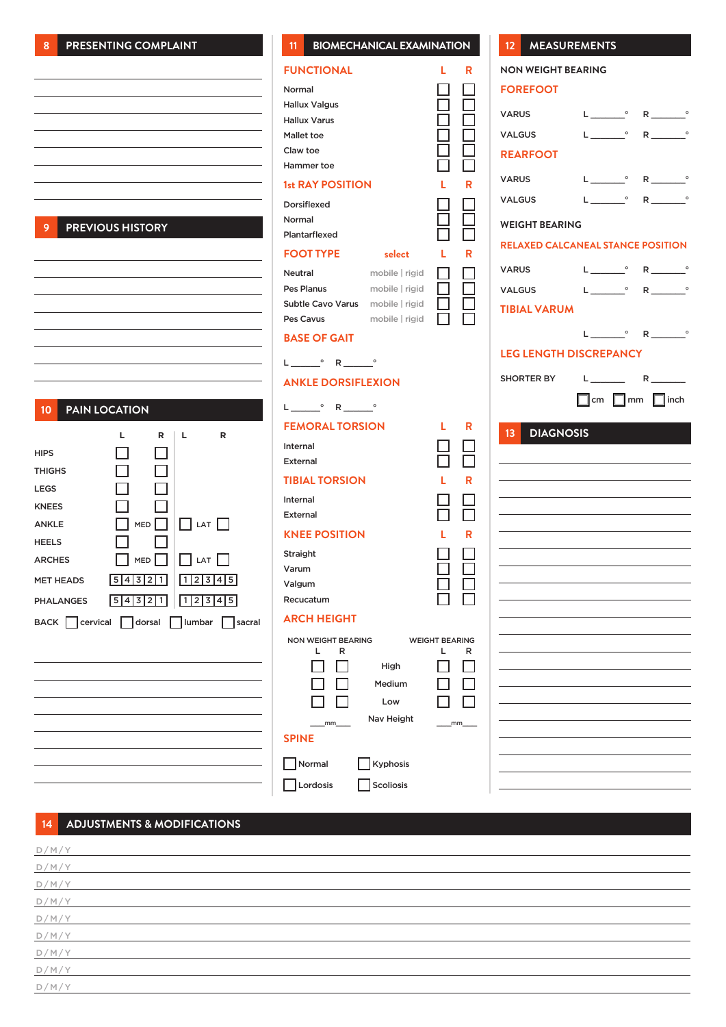## 8 PRESENTING COMPLAINT

## 9 PREVIOUS HISTORY

## 10 PAIN LOCATION

| | L | R | L | R |
|---|---|---|---|---|
| HIPS | ☐ | ☐ | | |
| THIGHS | ☐ | ☐ | | |
| LEGS | ☐ | ☐ | | |
| KNEES | ☐ | ☐ | | |
| ANKLE | ☐ MED | ☐ | ☐ LAT | ☐ |
| HEELS | ☐ | ☐ | | |
| ARCHES | ☐ MED | ☐ | ☐ LAT | ☐ |
| MET HEADS | 5 4 3 2 1 | | 1 2 3 4 5 | |
| PHALANGES | 5 4 3 2 1 | | 1 2 3 4 5 | |

BACK ☐ cervical ☐ dorsal ☐ lumbar ☐ sacral

## 11 BIOMECHANICAL EXAMINATION

### FUNCTIONAL

| | L | R |
|---|---|---|
| Normal | ☐ | ☐ |
| Hallux Valgus | ☐ | ☐ |
| Hallux Varus | ☐ | ☐ |
| Mallet toe | ☐ | ☐ |
| Claw toe | ☐ | ☐ |
| Hammer toe | ☐ | ☐ |

### 1st RAY POSITION

| | L | R |
|---|---|---|
| Dorsiflexed | ☐ | ☐ |
| Normal | ☐ | ☐ |
| Plantarflexed | ☐ | ☐ |

### FOOT TYPE

| | select | L | R |
|---|---|---|---|
| Neutral | mobile \| rigid | ☐ | ☐ |
| Pes Planus | mobile \| rigid | ☐ | ☐ |
| Subtle Cavo Varus | mobile \| rigid | ☐ | ☐ |
| Pes Cavus | mobile \| rigid | ☐ | ☐ |

### BASE OF GAIT

L ______° R ______°

### ANKLE DORSIFLEXION

L ______° R ______°

### FEMORAL TORSION

| | L | R |
|---|---|---|
| Internal | ☐ | ☐ |
| External | ☐ | ☐ |

### TIBIAL TORSION

| | L | R |
|---|---|---|
| Internal | ☐ | ☐ |
| External | ☐ | ☐ |

### KNEE POSITION

| | L | R |
|---|---|---|
| Straight | ☐ | ☐ |
| Varum | ☐ | ☐ |
| Valgum | ☐ | ☐ |
| Recucatum | ☐ | ☐ |

### ARCH HEIGHT

| NON WEIGHT BEARING L | NON WEIGHT BEARING R | | WEIGHT BEARING L | WEIGHT BEARING R |
|---|---|---|---|---|
| ☐ | ☐ | High | ☐ | ☐ |
| ☐ | ☐ | Medium | ☐ | ☐ |
| ☐ | ☐ | Low | ☐ | ☐ |
| ___mm___ | | Nav Height | ___mm___ | |

### SPINE

☐ Normal ☐ Kyphosis
☐ Lordosis ☐ Scoliosis

## 12 MEASUREMENTS

NON WEIGHT BEARING

### FOREFOOT

VARUS L ______° R ______°
VALGUS L ______° R ______°

### REARFOOT

VARUS L ______° R ______°
VALGUS L ______° R ______°

WEIGHT BEARING

### RELAXED CALCANEAL STANCE POSITION

VARUS L ______° R ______°
VALGUS L ______° R ______°

### TIBIAL VARUM

L ______° R ______°

### LEG LENGTH DISCREPANCY

SHORTER BY L ______ R ______

☐ cm ☐ mm ☐ inch

## 13 DIAGNOSIS

## 14 ADJUSTMENTS & MODIFICATIONS

D / M / Y
D / M / Y
D / M / Y
D / M / Y
D / M / Y
D / M / Y
D / M / Y
D / M / Y
D / M / Y